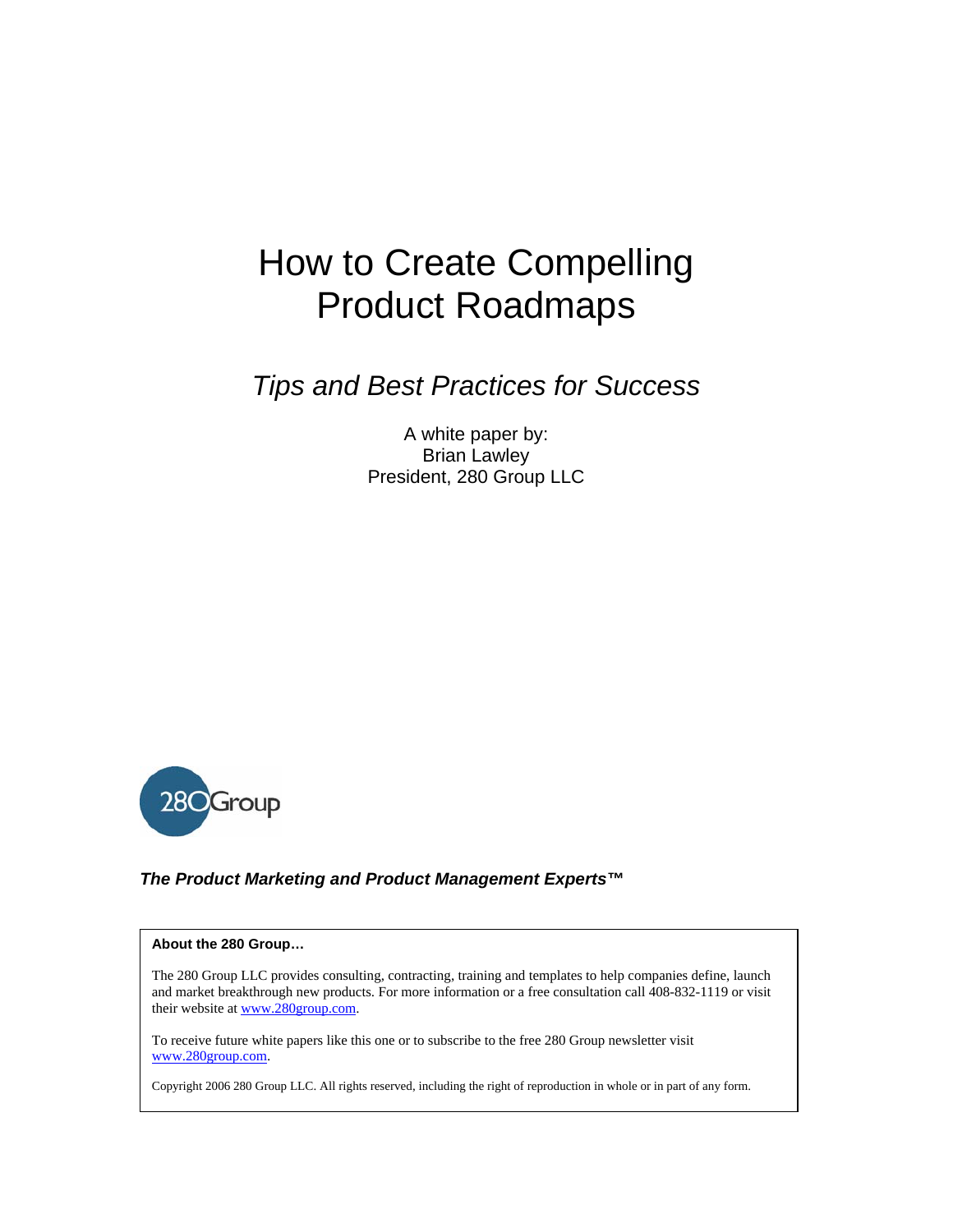# How to Create Compelling Product Roadmaps

## *Tips and Best Practices for Success*

A white paper by:
Brian Lawley
President, 280 Group LLC

***The Product Marketing and Product Management Experts™***

**About the 280 Group…**

The 280 Group LLC provides consulting, contracting, training and templates to help companies define, launch and market breakthrough new products. For more information or a free consultation call 408-832-1119 or visit their website at www.280group.com.

To receive future white papers like this one or to subscribe to the free 280 Group newsletter visit www.280group.com.

Copyright 2006 280 Group LLC. All rights reserved, including the right of reproduction in whole or in part of any form.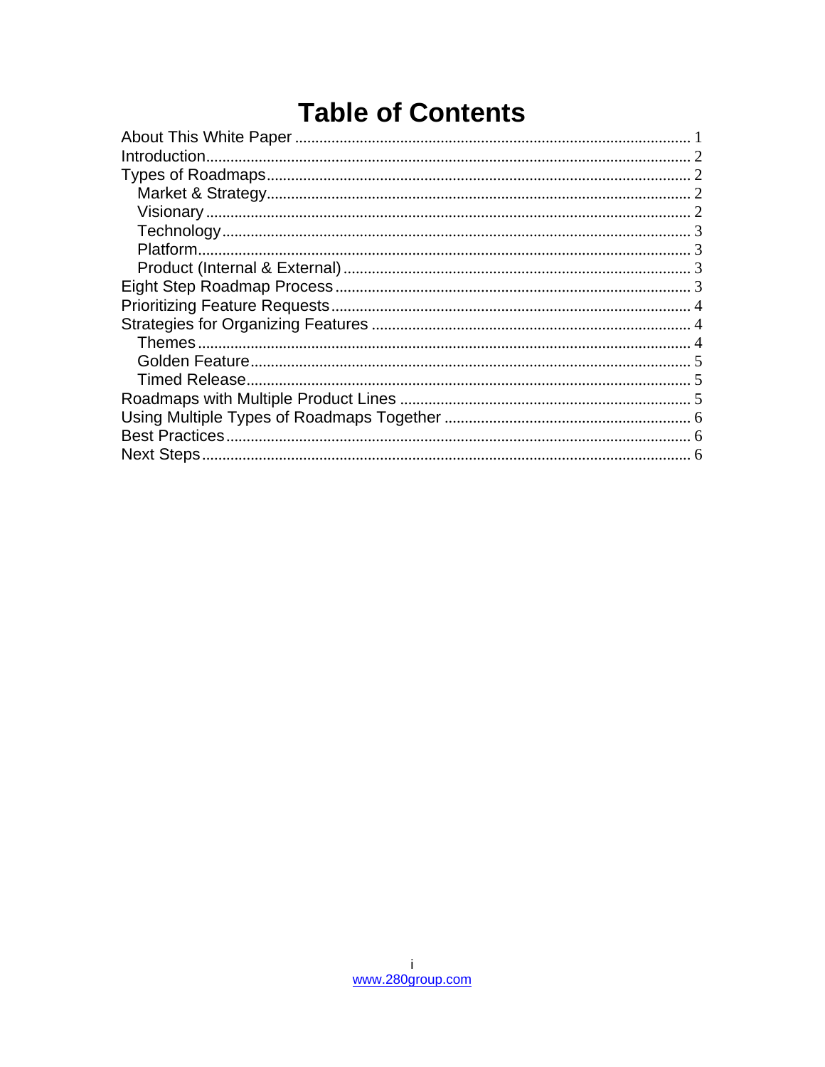# Table of Contents

- About This White Paper ... 1
- Introduction ... 2
- Types of Roadmaps ... 2
  - Market & Strategy ... 2
  - Visionary ... 2
  - Technology ... 3
  - Platform ... 3
  - Product (Internal & External) ... 3
- Eight Step Roadmap Process ... 3
- Prioritizing Feature Requests ... 4
- Strategies for Organizing Features ... 4
  - Themes ... 4
  - Golden Feature ... 5
  - Timed Release ... 5
- Roadmaps with Multiple Product Lines ... 5
- Using Multiple Types of Roadmaps Together ... 6
- Best Practices ... 6
- Next Steps ... 6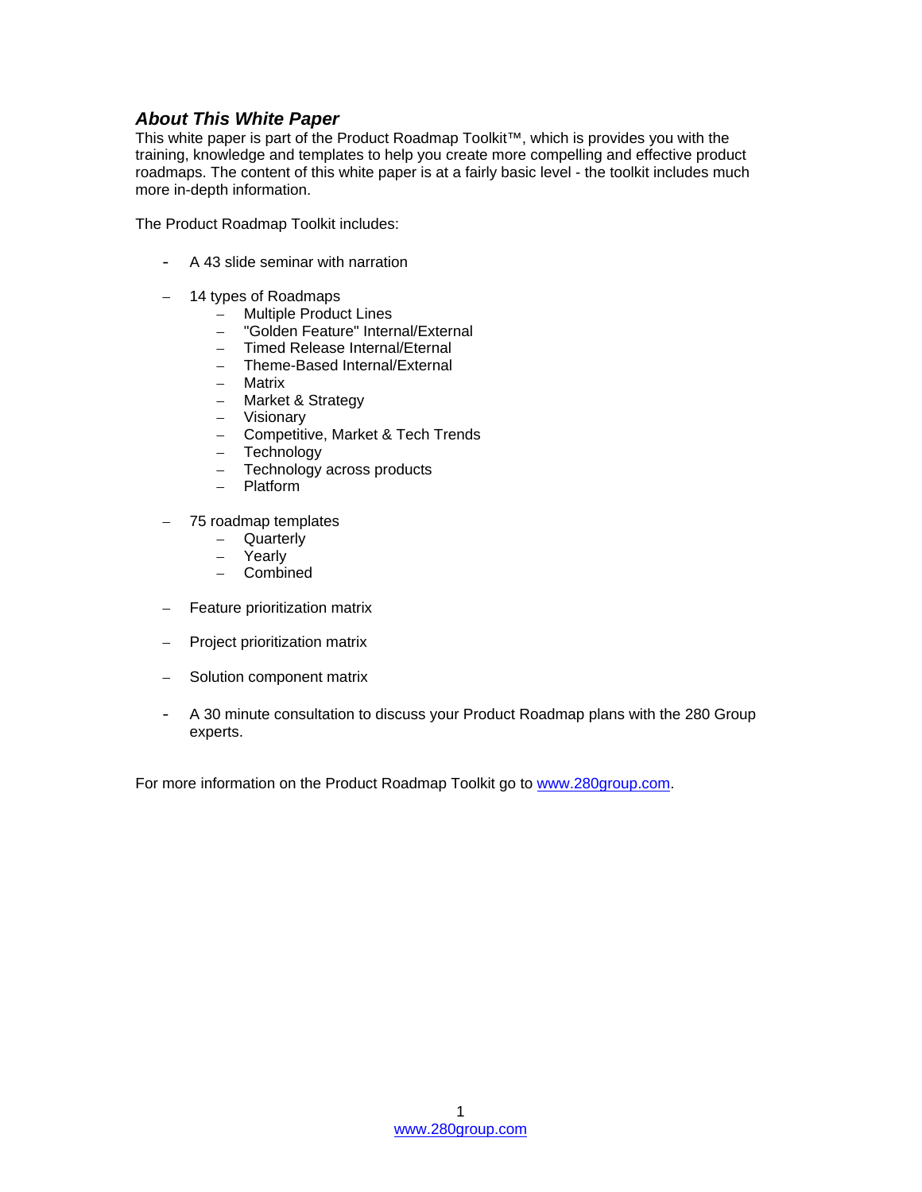### *About This White Paper*

This white paper is part of the Product Roadmap Toolkit™, which is provides you with the training, knowledge and templates to help you create more compelling and effective product roadmaps. The content of this white paper is at a fairly basic level - the toolkit includes much more in-depth information.

The Product Roadmap Toolkit includes:

- A 43 slide seminar with narration

- 14 types of Roadmaps
  - Multiple Product Lines
  - "Golden Feature" Internal/External
  - Timed Release Internal/Eternal
  - Theme-Based Internal/External
  - Matrix
  - Market & Strategy
  - Visionary
  - Competitive, Market & Tech Trends
  - Technology
  - Technology across products
  - Platform

- 75 roadmap templates
  - Quarterly
  - Yearly
  - Combined

- Feature prioritization matrix

- Project prioritization matrix

- Solution component matrix

- A 30 minute consultation to discuss your Product Roadmap plans with the 280 Group experts.

For more information on the Product Roadmap Toolkit go to [www.280group.com](http://www.280group.com).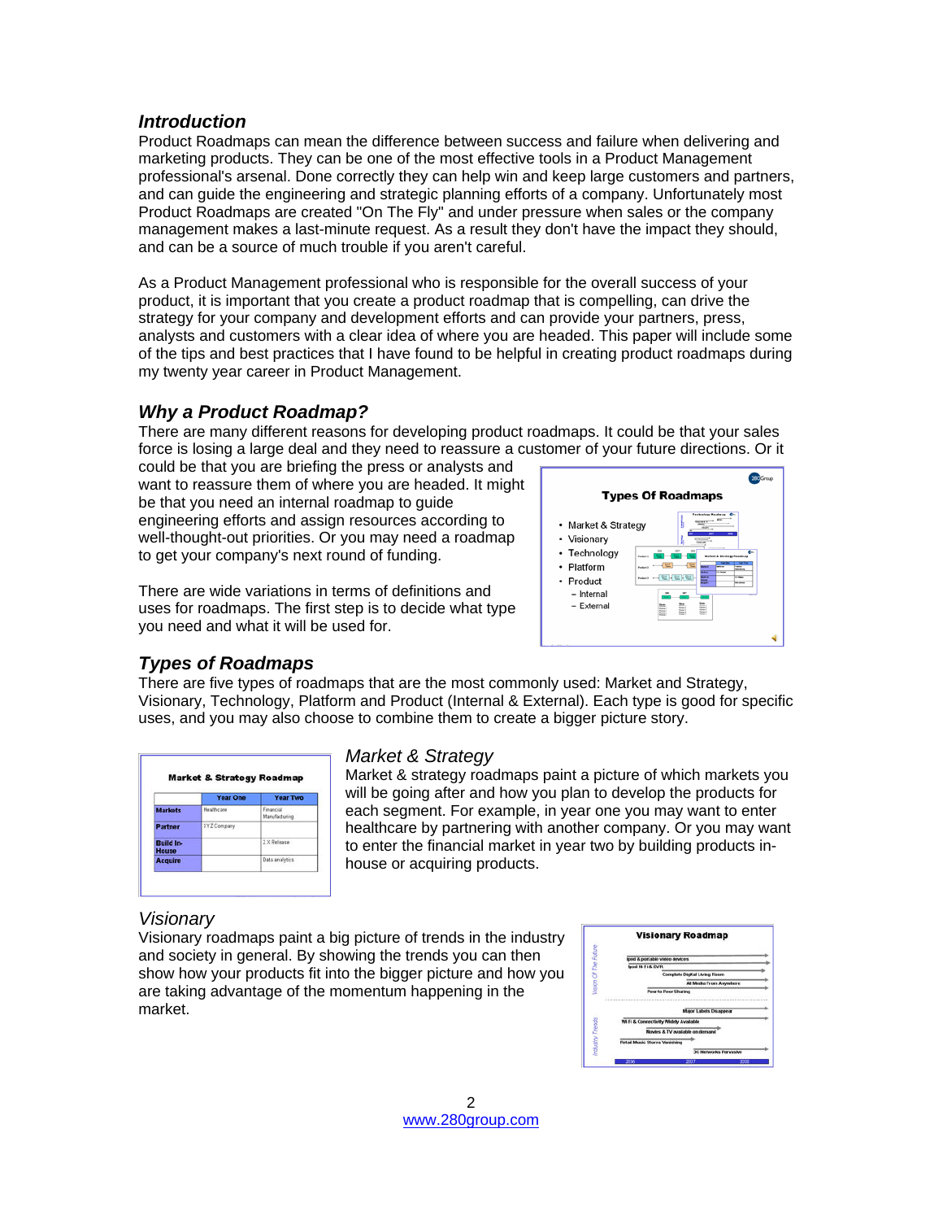## *Introduction*

Product Roadmaps can mean the difference between success and failure when delivering and marketing products. They can be one of the most effective tools in a Product Management professional's arsenal. Done correctly they can help win and keep large customers and partners, and can guide the engineering and strategic planning efforts of a company. Unfortunately most Product Roadmaps are created "On The Fly" and under pressure when sales or the company management makes a last-minute request. As a result they don't have the impact they should, and can be a source of much trouble if you aren't careful.

As a Product Management professional who is responsible for the overall success of your product, it is important that you create a product roadmap that is compelling, can drive the strategy for your company and development efforts and can provide your partners, press, analysts and customers with a clear idea of where you are headed. This paper will include some of the tips and best practices that I have found to be helpful in creating product roadmaps during my twenty year career in Product Management.

## *Why a Product Roadmap?*

There are many different reasons for developing product roadmaps. It could be that your sales force is losing a large deal and they need to reassure a customer of your future directions. Or it could be that you are briefing the press or analysts and want to reassure them of where you are headed. It might be that you need an internal roadmap to guide engineering efforts and assign resources according to well-thought-out priorities. Or you may need a roadmap to get your company's next round of funding.

There are wide variations in terms of definitions and uses for roadmaps. The first step is to decide what type you need and what it will be used for.

## *Types of Roadmaps*

There are five types of roadmaps that are the most commonly used: Market and Strategy, Visionary, Technology, Platform and Product (Internal & External). Each type is good for specific uses, and you may also choose to combine them to create a bigger picture story.

### *Market & Strategy*

Market & strategy roadmaps paint a picture of which markets you will be going after and how you plan to develop the products for each segment. For example, in year one you may want to enter healthcare by partnering with another company. Or you may want to enter the financial market in year two by building products in-house or acquiring products.

### *Visionary*

Visionary roadmaps paint a big picture of trends in the industry and society in general. By showing the trends you can then show how your products fit into the bigger picture and how you are taking advantage of the momentum happening in the market.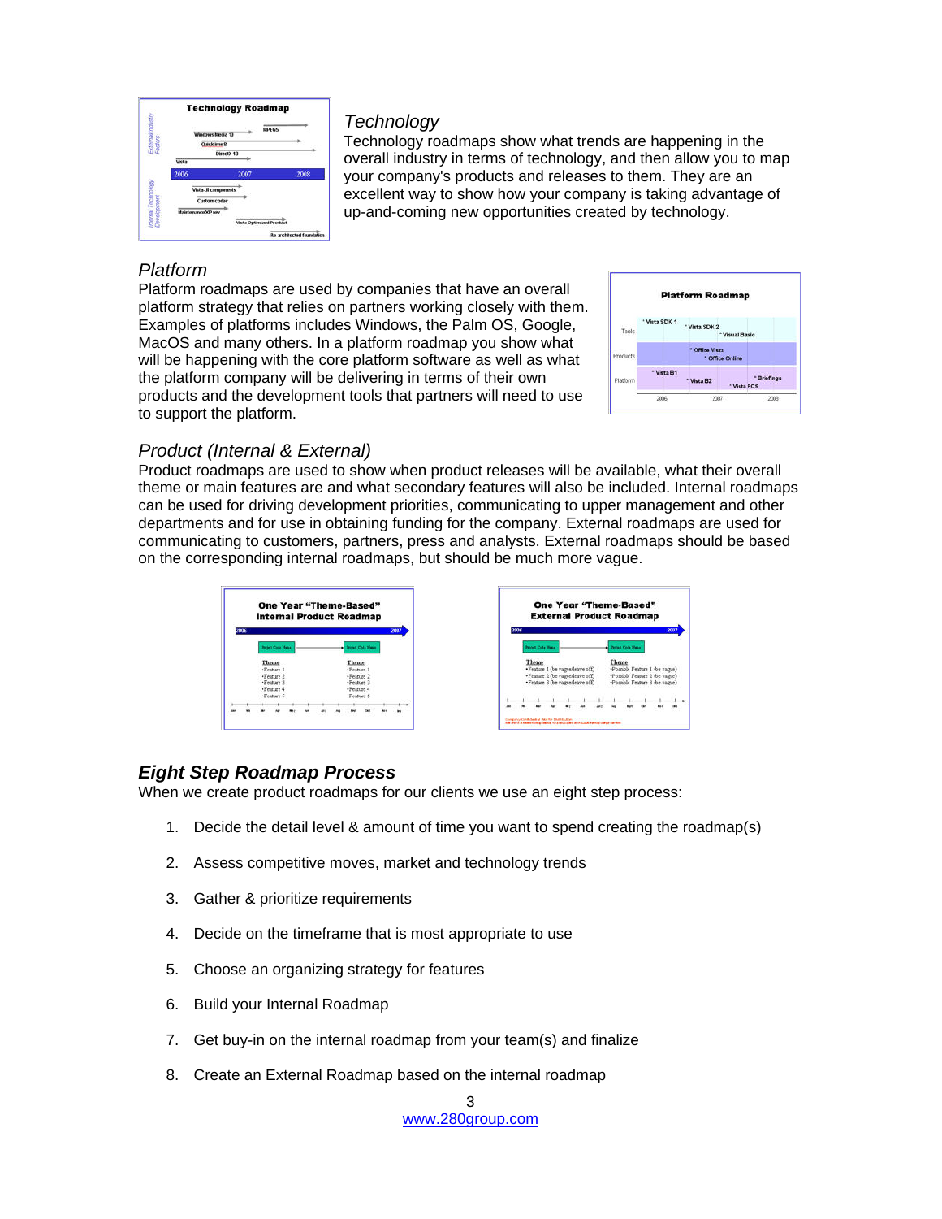## Technology

Technology roadmaps show what trends are happening in the overall industry in terms of technology, and then allow you to map your company's products and releases to them. They are an excellent way to show how your company is taking advantage of up-and-coming new opportunities created by technology.

## Platform

Platform roadmaps are used by companies that have an overall platform strategy that relies on partners working closely with them. Examples of platforms includes Windows, the Palm OS, Google, MacOS and many others. In a platform roadmap you show what will be happening with the core platform software as well as what the platform company will be delivering in terms of their own products and the development tools that partners will need to use to support the platform.

## Product (Internal & External)

Product roadmaps are used to show when product releases will be available, what their overall theme or main features are and what secondary features will also be included. Internal roadmaps can be used for driving development priorities, communicating to upper management and other departments and for use in obtaining funding for the company. External roadmaps are used for communicating to customers, partners, press and analysts. External roadmaps should be based on the corresponding internal roadmaps, but should be much more vague.

## Eight Step Roadmap Process

When we create product roadmaps for our clients we use an eight step process:

1. Decide the detail level & amount of time you want to spend creating the roadmap(s)
2. Assess competitive moves, market and technology trends
3. Gather & prioritize requirements
4. Decide on the timeframe that is most appropriate to use
5. Choose an organizing strategy for features
6. Build your Internal Roadmap
7. Get buy-in on the internal roadmap from your team(s) and finalize
8. Create an External Roadmap based on the internal roadmap

www.280group.com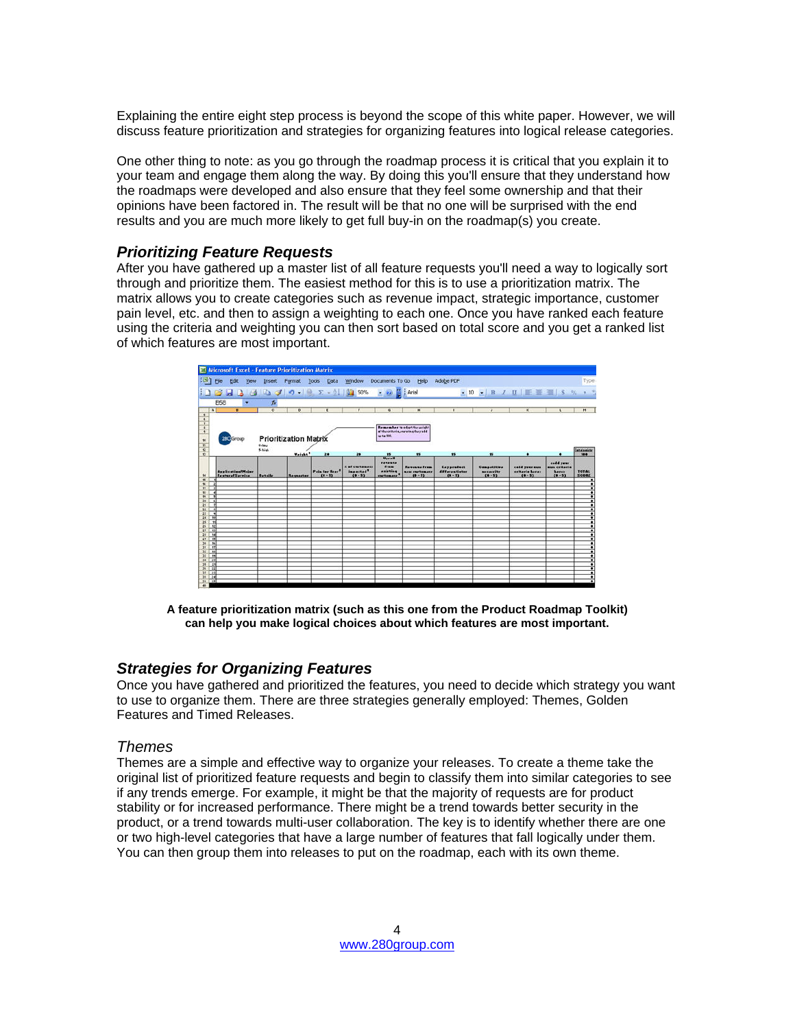Explaining the entire eight step process is beyond the scope of this white paper. However, we will discuss feature prioritization and strategies for organizing features into logical release categories.

One other thing to note: as you go through the roadmap process it is critical that you explain it to your team and engage them along the way. By doing this you'll ensure that they understand how the roadmaps were developed and also ensure that they feel some ownership and that their opinions have been factored in. The result will be that no one will be surprised with the end results and you are much more likely to get full buy-in on the roadmap(s) you create.

### *Prioritizing Feature Requests*

After you have gathered up a master list of all feature requests you'll need a way to logically sort through and prioritize them. The easiest method for this is to use a prioritization matrix. The matrix allows you to create categories such as revenue impact, strategic importance, customer pain level, etc. and then to assign a weighting to each one. Once you have ranked each feature using the criteria and weighting you can then sort based on total score and you get a ranked list of which features are most important.

**A feature prioritization matrix (such as this one from the Product Roadmap Toolkit) can help you make logical choices about which features are most important.**

### *Strategies for Organizing Features*

Once you have gathered and prioritized the features, you need to decide which strategy you want to use to organize them. There are three strategies generally employed: Themes, Golden Features and Timed Releases.

### *Themes*

Themes are a simple and effective way to organize your releases. To create a theme take the original list of prioritized feature requests and begin to classify them into similar categories to see if any trends emerge. For example, it might be that the majority of requests are for product stability or for increased performance. There might be a trend towards better security in the product, or a trend towards multi-user collaboration. The key is to identify whether there are one or two high-level categories that have a large number of features that fall logically under them. You can then group them into releases to put on the roadmap, each with its own theme.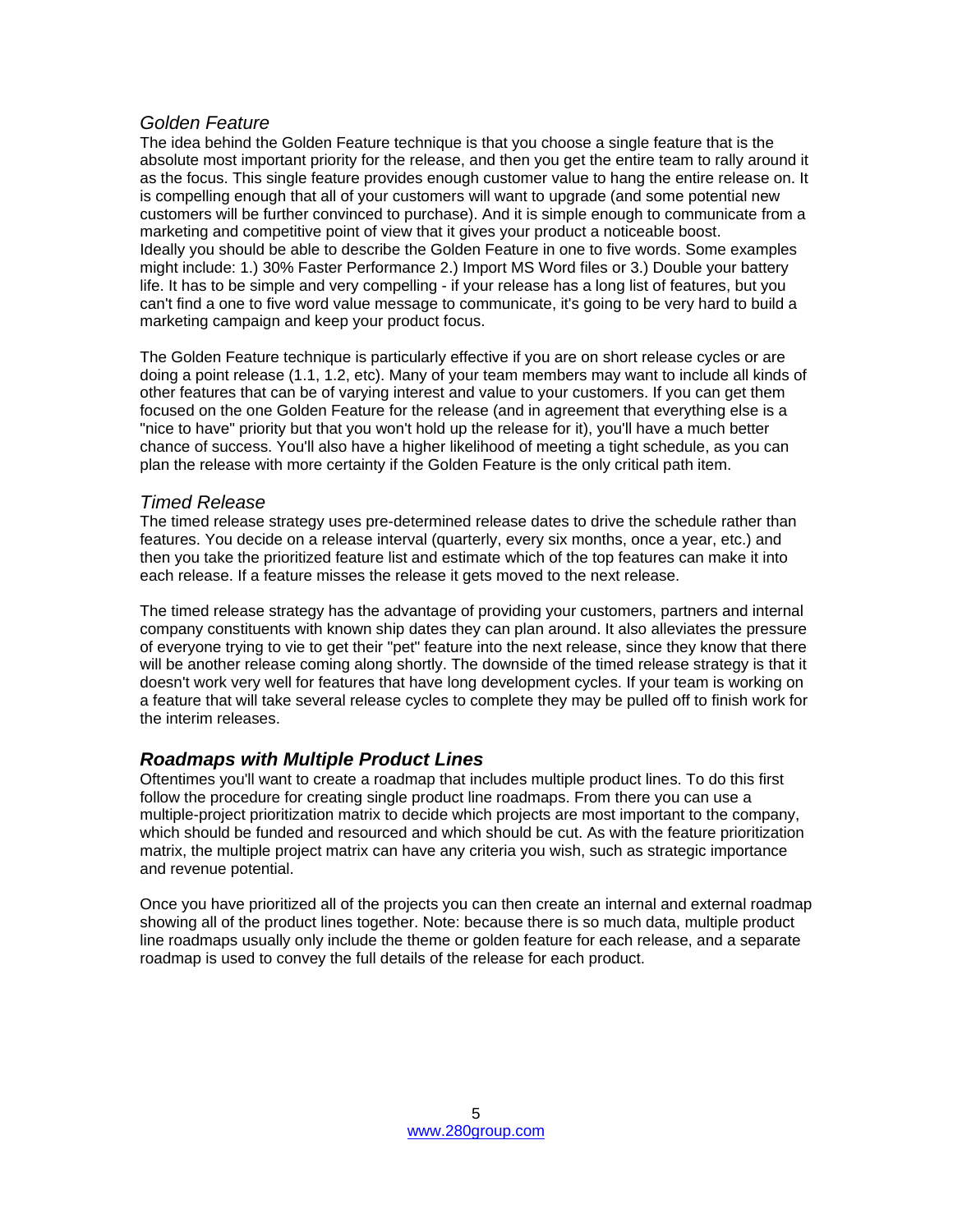### *Golden Feature*

The idea behind the Golden Feature technique is that you choose a single feature that is the absolute most important priority for the release, and then you get the entire team to rally around it as the focus. This single feature provides enough customer value to hang the entire release on. It is compelling enough that all of your customers will want to upgrade (and some potential new customers will be further convinced to purchase). And it is simple enough to communicate from a marketing and competitive point of view that it gives your product a noticeable boost.
Ideally you should be able to describe the Golden Feature in one to five words. Some examples might include: 1.) 30% Faster Performance 2.) Import MS Word files or 3.) Double your battery life. It has to be simple and very compelling - if your release has a long list of features, but you can't find a one to five word value message to communicate, it's going to be very hard to build a marketing campaign and keep your product focus.

The Golden Feature technique is particularly effective if you are on short release cycles or are doing a point release (1.1, 1.2, etc). Many of your team members may want to include all kinds of other features that can be of varying interest and value to your customers. If you can get them focused on the one Golden Feature for the release (and in agreement that everything else is a "nice to have" priority but that you won't hold up the release for it), you'll have a much better chance of success. You'll also have a higher likelihood of meeting a tight schedule, as you can plan the release with more certainty if the Golden Feature is the only critical path item.

### *Timed Release*

The timed release strategy uses pre-determined release dates to drive the schedule rather than features. You decide on a release interval (quarterly, every six months, once a year, etc.) and then you take the prioritized feature list and estimate which of the top features can make it into each release. If a feature misses the release it gets moved to the next release.

The timed release strategy has the advantage of providing your customers, partners and internal company constituents with known ship dates they can plan around. It also alleviates the pressure of everyone trying to vie to get their "pet" feature into the next release, since they know that there will be another release coming along shortly. The downside of the timed release strategy is that it doesn't work very well for features that have long development cycles. If your team is working on a feature that will take several release cycles to complete they may be pulled off to finish work for the interim releases.

## ***Roadmaps with Multiple Product Lines***

Oftentimes you'll want to create a roadmap that includes multiple product lines. To do this first follow the procedure for creating single product line roadmaps. From there you can use a multiple-project prioritization matrix to decide which projects are most important to the company, which should be funded and resourced and which should be cut. As with the feature prioritization matrix, the multiple project matrix can have any criteria you wish, such as strategic importance and revenue potential.

Once you have prioritized all of the projects you can then create an internal and external roadmap showing all of the product lines together. Note: because there is so much data, multiple product line roadmaps usually only include the theme or golden feature for each release, and a separate roadmap is used to convey the full details of the release for each product.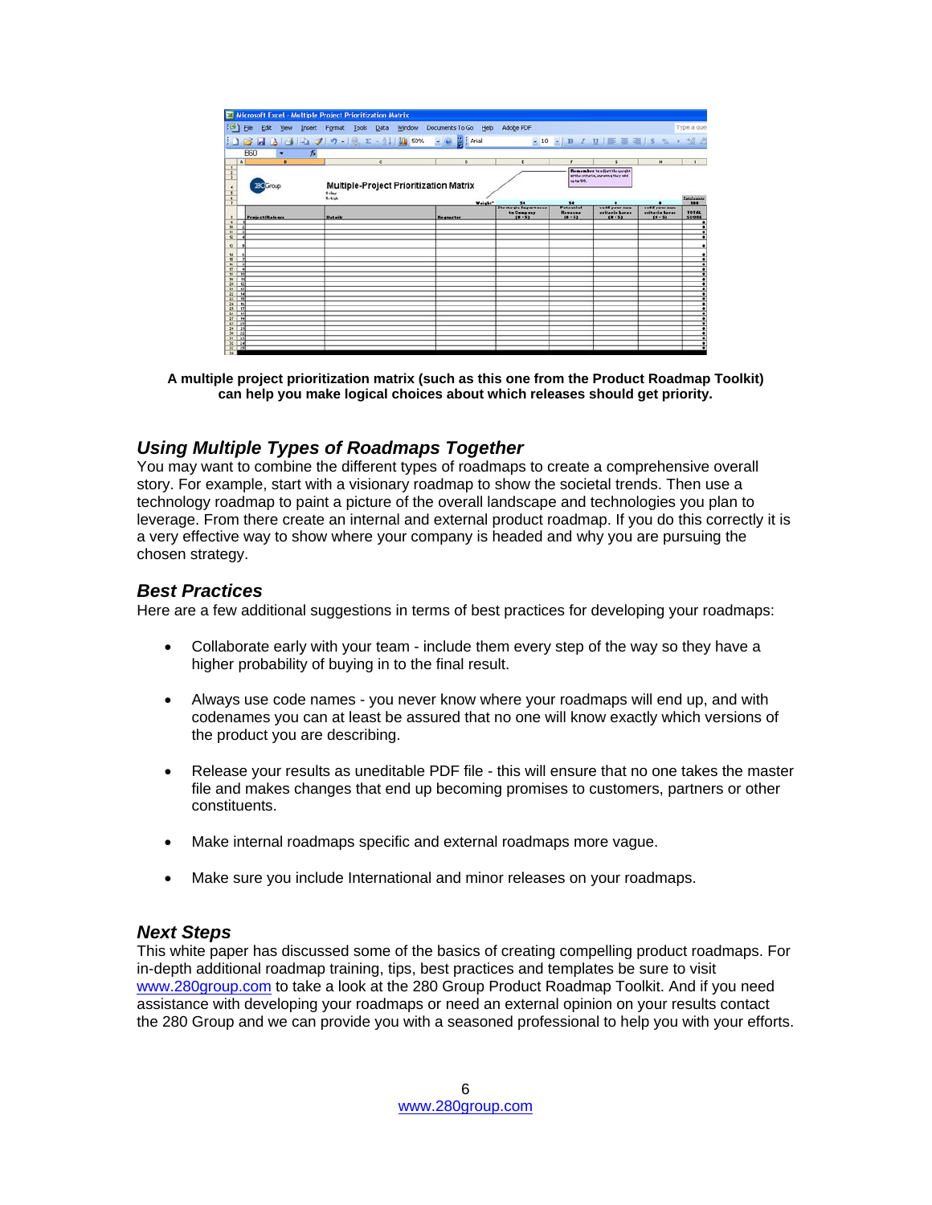A multiple project prioritization matrix (such as this one from the Product Roadmap Toolkit) can help you make logical choices about which releases should get priority.

## Using Multiple Types of Roadmaps Together

You may want to combine the different types of roadmaps to create a comprehensive overall story. For example, start with a visionary roadmap to show the societal trends. Then use a technology roadmap to paint a picture of the overall landscape and technologies you plan to leverage. From there create an internal and external product roadmap. If you do this correctly it is a very effective way to show where your company is headed and why you are pursuing the chosen strategy.

## Best Practices

Here are a few additional suggestions in terms of best practices for developing your roadmaps:

- Collaborate early with your team - include them every step of the way so they have a higher probability of buying in to the final result.
- Always use code names - you never know where your roadmaps will end up, and with codenames you can at least be assured that no one will know exactly which versions of the product you are describing.
- Release your results as uneditable PDF file - this will ensure that no one takes the master file and makes changes that end up becoming promises to customers, partners or other constituents.
- Make internal roadmaps specific and external roadmaps more vague.
- Make sure you include International and minor releases on your roadmaps.

## Next Steps

This white paper has discussed some of the basics of creating compelling product roadmaps. For in-depth additional roadmap training, tips, best practices and templates be sure to visit www.280group.com to take a look at the 280 Group Product Roadmap Toolkit. And if you need assistance with developing your roadmaps or need an external opinion on your results contact the 280 Group and we can provide you with a seasoned professional to help you with your efforts.